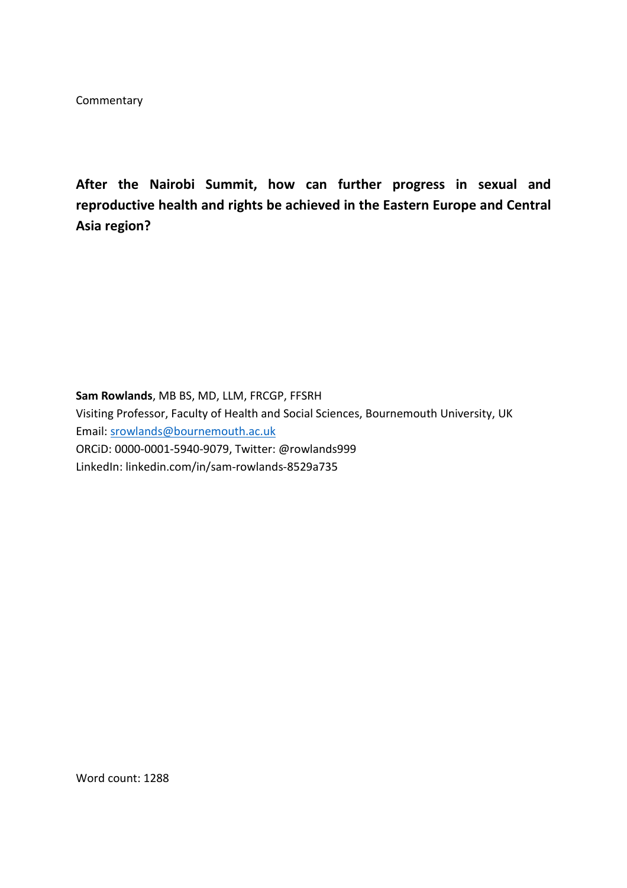Commentary

# After the Nairobi Summit, how can further progress in sexual and reproductive health and rights be achieved in the Eastern Europe and Central Asia region?

**Sam Rowlands**, MB BS, MD, LLM, FRCGP, FFSRH
Visiting Professor, Faculty of Health and Social Sciences, Bournemouth University, UK
Email: srowlands@bournemouth.ac.uk
ORCiD: 0000-0001-5940-9079, Twitter: @rowlands999
LinkedIn: linkedin.com/in/sam-rowlands-8529a735

Word count: 1288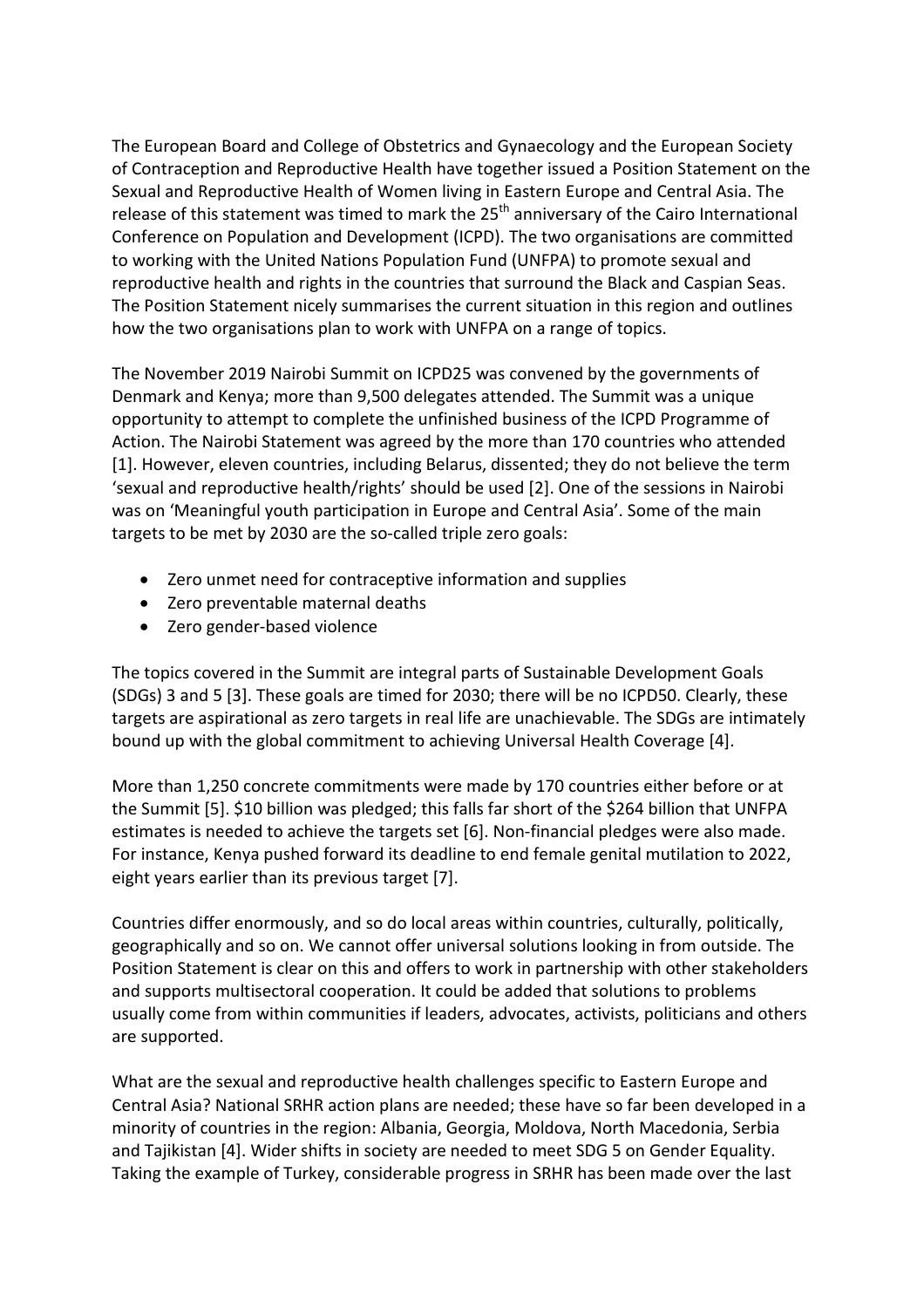The European Board and College of Obstetrics and Gynaecology and the European Society of Contraception and Reproductive Health have together issued a Position Statement on the Sexual and Reproductive Health of Women living in Eastern Europe and Central Asia. The release of this statement was timed to mark the 25th anniversary of the Cairo International Conference on Population and Development (ICPD). The two organisations are committed to working with the United Nations Population Fund (UNFPA) to promote sexual and reproductive health and rights in the countries that surround the Black and Caspian Seas. The Position Statement nicely summarises the current situation in this region and outlines how the two organisations plan to work with UNFPA on a range of topics.

The November 2019 Nairobi Summit on ICPD25 was convened by the governments of Denmark and Kenya; more than 9,500 delegates attended. The Summit was a unique opportunity to attempt to complete the unfinished business of the ICPD Programme of Action. The Nairobi Statement was agreed by the more than 170 countries who attended [1]. However, eleven countries, including Belarus, dissented; they do not believe the term 'sexual and reproductive health/rights' should be used [2]. One of the sessions in Nairobi was on 'Meaningful youth participation in Europe and Central Asia'. Some of the main targets to be met by 2030 are the so-called triple zero goals:

- Zero unmet need for contraceptive information and supplies
- Zero preventable maternal deaths
- Zero gender-based violence

The topics covered in the Summit are integral parts of Sustainable Development Goals (SDGs) 3 and 5 [3]. These goals are timed for 2030; there will be no ICPD50. Clearly, these targets are aspirational as zero targets in real life are unachievable. The SDGs are intimately bound up with the global commitment to achieving Universal Health Coverage [4].

More than 1,250 concrete commitments were made by 170 countries either before or at the Summit [5]. $10 billion was pledged; this falls far short of the $264 billion that UNFPA estimates is needed to achieve the targets set [6]. Non-financial pledges were also made. For instance, Kenya pushed forward its deadline to end female genital mutilation to 2022, eight years earlier than its previous target [7].

Countries differ enormously, and so do local areas within countries, culturally, politically, geographically and so on. We cannot offer universal solutions looking in from outside. The Position Statement is clear on this and offers to work in partnership with other stakeholders and supports multisectoral cooperation. It could be added that solutions to problems usually come from within communities if leaders, advocates, activists, politicians and others are supported.

What are the sexual and reproductive health challenges specific to Eastern Europe and Central Asia? National SRHR action plans are needed; these have so far been developed in a minority of countries in the region: Albania, Georgia, Moldova, North Macedonia, Serbia and Tajikistan [4]. Wider shifts in society are needed to meet SDG 5 on Gender Equality. Taking the example of Turkey, considerable progress in SRHR has been made over the last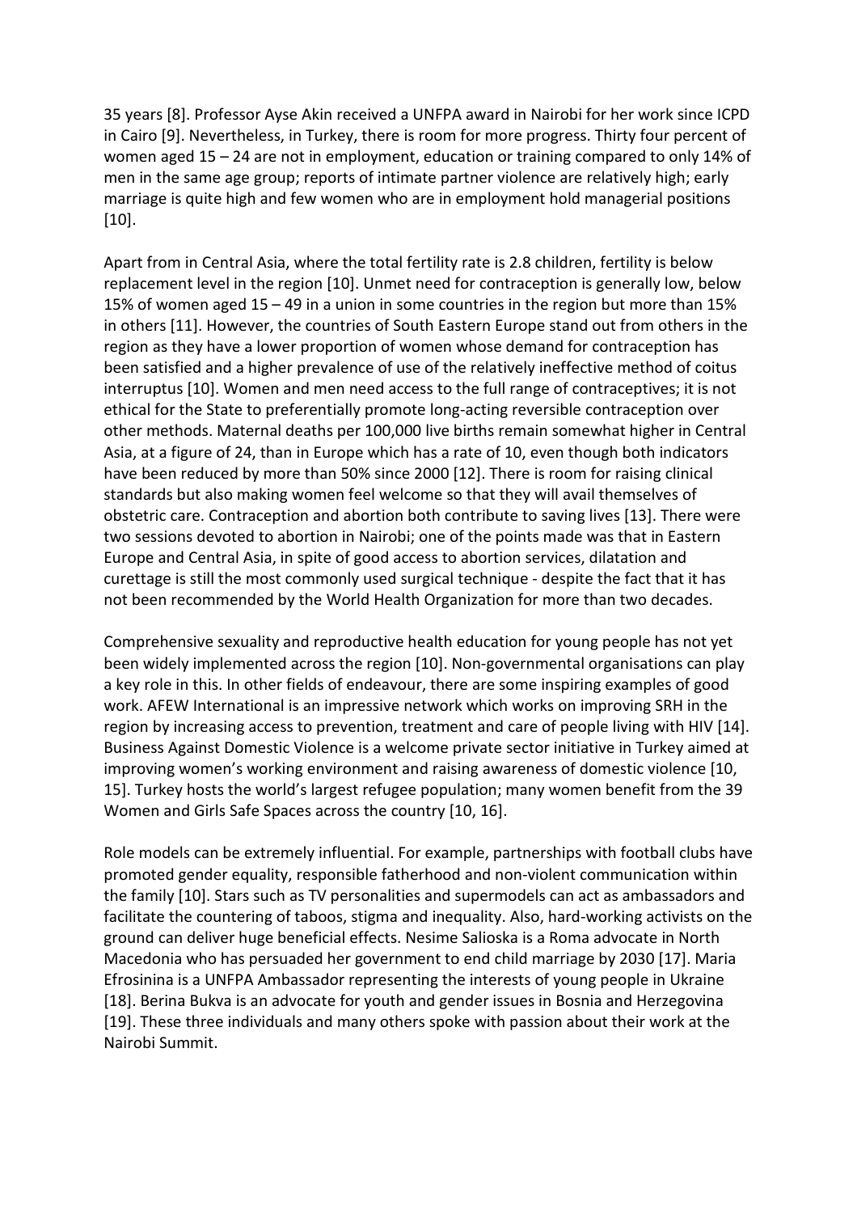35 years [8]. Professor Ayse Akin received a UNFPA award in Nairobi for her work since ICPD in Cairo [9]. Nevertheless, in Turkey, there is room for more progress. Thirty four percent of women aged 15 – 24 are not in employment, education or training compared to only 14% of men in the same age group; reports of intimate partner violence are relatively high; early marriage is quite high and few women who are in employment hold managerial positions [10].

Apart from in Central Asia, where the total fertility rate is 2.8 children, fertility is below replacement level in the region [10]. Unmet need for contraception is generally low, below 15% of women aged 15 – 49 in a union in some countries in the region but more than 15% in others [11]. However, the countries of South Eastern Europe stand out from others in the region as they have a lower proportion of women whose demand for contraception has been satisfied and a higher prevalence of use of the relatively ineffective method of coitus interruptus [10]. Women and men need access to the full range of contraceptives; it is not ethical for the State to preferentially promote long-acting reversible contraception over other methods. Maternal deaths per 100,000 live births remain somewhat higher in Central Asia, at a figure of 24, than in Europe which has a rate of 10, even though both indicators have been reduced by more than 50% since 2000 [12]. There is room for raising clinical standards but also making women feel welcome so that they will avail themselves of obstetric care. Contraception and abortion both contribute to saving lives [13]. There were two sessions devoted to abortion in Nairobi; one of the points made was that in Eastern Europe and Central Asia, in spite of good access to abortion services, dilatation and curettage is still the most commonly used surgical technique - despite the fact that it has not been recommended by the World Health Organization for more than two decades.

Comprehensive sexuality and reproductive health education for young people has not yet been widely implemented across the region [10]. Non-governmental organisations can play a key role in this. In other fields of endeavour, there are some inspiring examples of good work. AFEW International is an impressive network which works on improving SRH in the region by increasing access to prevention, treatment and care of people living with HIV [14]. Business Against Domestic Violence is a welcome private sector initiative in Turkey aimed at improving women's working environment and raising awareness of domestic violence [10, 15]. Turkey hosts the world's largest refugee population; many women benefit from the 39 Women and Girls Safe Spaces across the country [10, 16].

Role models can be extremely influential. For example, partnerships with football clubs have promoted gender equality, responsible fatherhood and non-violent communication within the family [10]. Stars such as TV personalities and supermodels can act as ambassadors and facilitate the countering of taboos, stigma and inequality. Also, hard-working activists on the ground can deliver huge beneficial effects. Nesime Salioska is a Roma advocate in North Macedonia who has persuaded her government to end child marriage by 2030 [17]. Maria Efrosinina is a UNFPA Ambassador representing the interests of young people in Ukraine [18]. Berina Bukva is an advocate for youth and gender issues in Bosnia and Herzegovina [19]. These three individuals and many others spoke with passion about their work at the Nairobi Summit.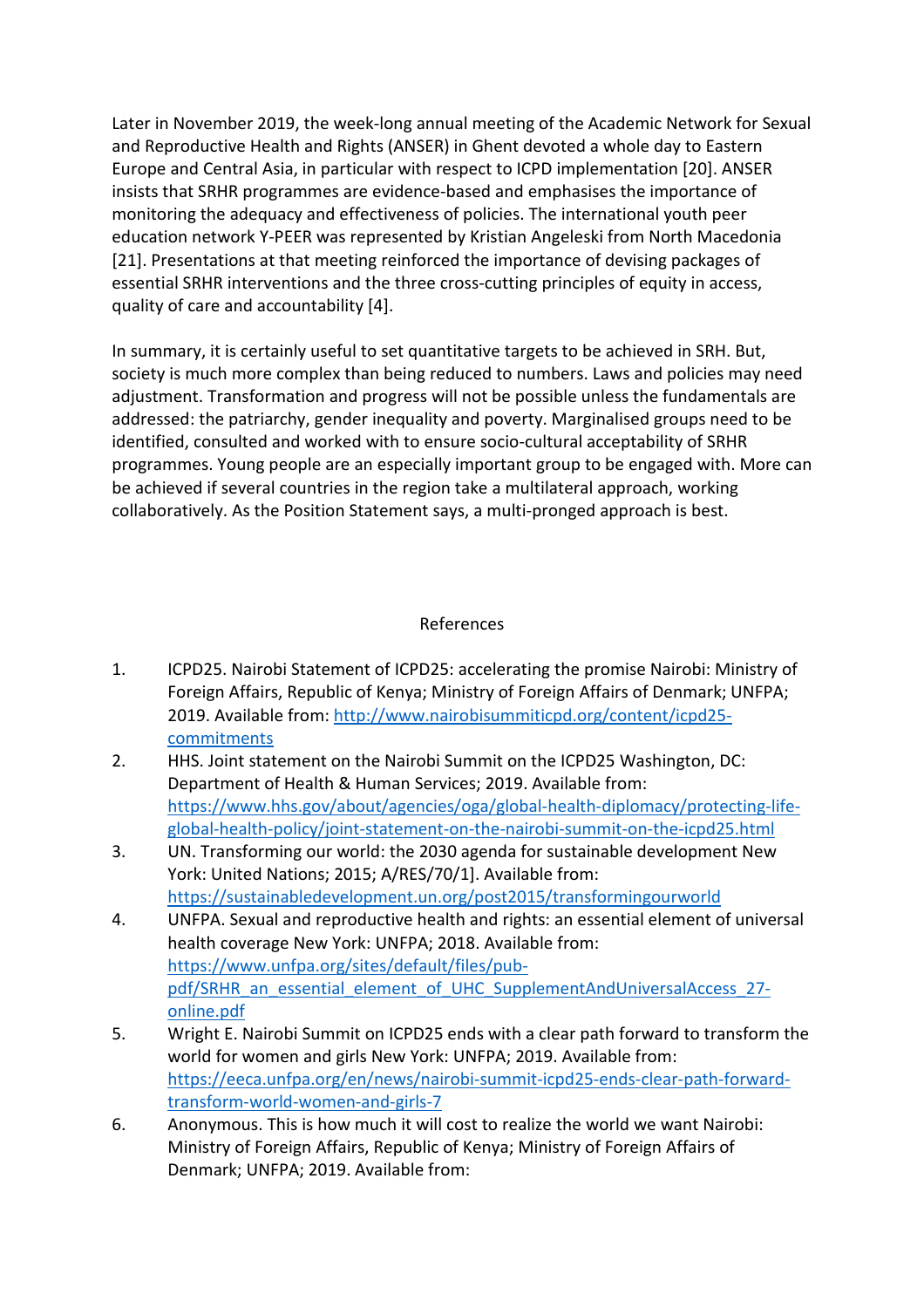Later in November 2019, the week-long annual meeting of the Academic Network for Sexual and Reproductive Health and Rights (ANSER) in Ghent devoted a whole day to Eastern Europe and Central Asia, in particular with respect to ICPD implementation [20]. ANSER insists that SRHR programmes are evidence-based and emphasises the importance of monitoring the adequacy and effectiveness of policies. The international youth peer education network Y-PEER was represented by Kristian Angeleski from North Macedonia [21]. Presentations at that meeting reinforced the importance of devising packages of essential SRHR interventions and the three cross-cutting principles of equity in access, quality of care and accountability [4].

In summary, it is certainly useful to set quantitative targets to be achieved in SRH. But, society is much more complex than being reduced to numbers. Laws and policies may need adjustment. Transformation and progress will not be possible unless the fundamentals are addressed: the patriarchy, gender inequality and poverty. Marginalised groups need to be identified, consulted and worked with to ensure socio-cultural acceptability of SRHR programmes. Young people are an especially important group to be engaged with. More can be achieved if several countries in the region take a multilateral approach, working collaboratively. As the Position Statement says, a multi-pronged approach is best.

## References

1. ICPD25. Nairobi Statement of ICPD25: accelerating the promise Nairobi: Ministry of Foreign Affairs, Republic of Kenya; Ministry of Foreign Affairs of Denmark; UNFPA; 2019. Available from: http://www.nairobisummiticpd.org/content/icpd25-commitments
2. HHS. Joint statement on the Nairobi Summit on the ICPD25 Washington, DC: Department of Health & Human Services; 2019. Available from: https://www.hhs.gov/about/agencies/oga/global-health-diplomacy/protecting-life-global-health-policy/joint-statement-on-the-nairobi-summit-on-the-icpd25.html
3. UN. Transforming our world: the 2030 agenda for sustainable development New York: United Nations; 2015; A/RES/70/1]. Available from: https://sustainabledevelopment.un.org/post2015/transformingourworld
4. UNFPA. Sexual and reproductive health and rights: an essential element of universal health coverage New York: UNFPA; 2018. Available from: https://www.unfpa.org/sites/default/files/pub-pdf/SRHR_an_essential_element_of_UHC_SupplementAndUniversalAccess_27-online.pdf
5. Wright E. Nairobi Summit on ICPD25 ends with a clear path forward to transform the world for women and girls New York: UNFPA; 2019. Available from: https://eeca.unfpa.org/en/news/nairobi-summit-icpd25-ends-clear-path-forward-transform-world-women-and-girls-7
6. Anonymous. This is how much it will cost to realize the world we want Nairobi: Ministry of Foreign Affairs, Republic of Kenya; Ministry of Foreign Affairs of Denmark; UNFPA; 2019. Available from: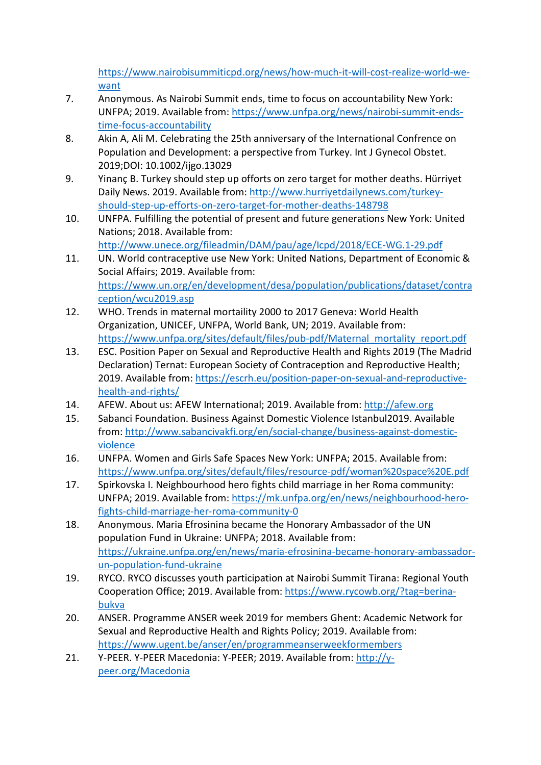https://www.nairobisummiticpd.org/news/how-much-it-will-cost-realize-world-we-want

7. Anonymous. As Nairobi Summit ends, time to focus on accountability New York: UNFPA; 2019. Available from: https://www.unfpa.org/news/nairobi-summit-ends-time-focus-accountability
8. Akin A, Ali M. Celebrating the 25th anniversary of the International Confrence on Population and Development: a perspective from Turkey. Int J Gynecol Obstet. 2019;DOI: 10.1002/ijgo.13029
9. Yinanç B. Turkey should step up efforts on zero target for mother deaths. Hürriyet Daily News. 2019. Available from: http://www.hurriyetdailynews.com/turkey-should-step-up-efforts-on-zero-target-for-mother-deaths-148798
10. UNFPA. Fulfilling the potential of present and future generations New York: United Nations; 2018. Available from: http://www.unece.org/fileadmin/DAM/pau/age/Icpd/2018/ECE-WG.1-29.pdf
11. UN. World contraceptive use New York: United Nations, Department of Economic & Social Affairs; 2019. Available from: https://www.un.org/en/development/desa/population/publications/dataset/contraception/wcu2019.asp
12. WHO. Trends in maternal mortaility 2000 to 2017 Geneva: World Health Organization, UNICEF, UNFPA, World Bank, UN; 2019. Available from: https://www.unfpa.org/sites/default/files/pub-pdf/Maternal_mortality_report.pdf
13. ESC. Position Paper on Sexual and Reproductive Health and Rights 2019 (The Madrid Declaration) Ternat: European Society of Contraception and Reproductive Health; 2019. Available from: https://escrh.eu/position-paper-on-sexual-and-reproductive-health-and-rights/
14. AFEW. About us: AFEW International; 2019. Available from: http://afew.org
15. Sabanci Foundation. Business Against Domestic Violence Istanbul2019. Available from: http://www.sabancivakfi.org/en/social-change/business-against-domestic-violence
16. UNFPA. Women and Girls Safe Spaces New York: UNFPA; 2015. Available from: https://www.unfpa.org/sites/default/files/resource-pdf/woman%20space%20E.pdf
17. Spirkovska I. Neighbourhood hero fights child marriage in her Roma community: UNFPA; 2019. Available from: https://mk.unfpa.org/en/news/neighbourhood-hero-fights-child-marriage-her-roma-community-0
18. Anonymous. Maria Efrosinina became the Honorary Ambassador of the UN population Fund in Ukraine: UNFPA; 2018. Available from: https://ukraine.unfpa.org/en/news/maria-efrosinina-became-honorary-ambassador-un-population-fund-ukraine
19. RYCO. RYCO discusses youth participation at Nairobi Summit Tirana: Regional Youth Cooperation Office; 2019. Available from: https://www.rycowb.org/?tag=berina-bukva
20. ANSER. Programme ANSER week 2019 for members Ghent: Academic Network for Sexual and Reproductive Health and Rights Policy; 2019. Available from: https://www.ugent.be/anser/en/programmeanserweekformembers
21. Y-PEER. Y-PEER Macedonia: Y-PEER; 2019. Available from: http://y-peer.org/Macedonia